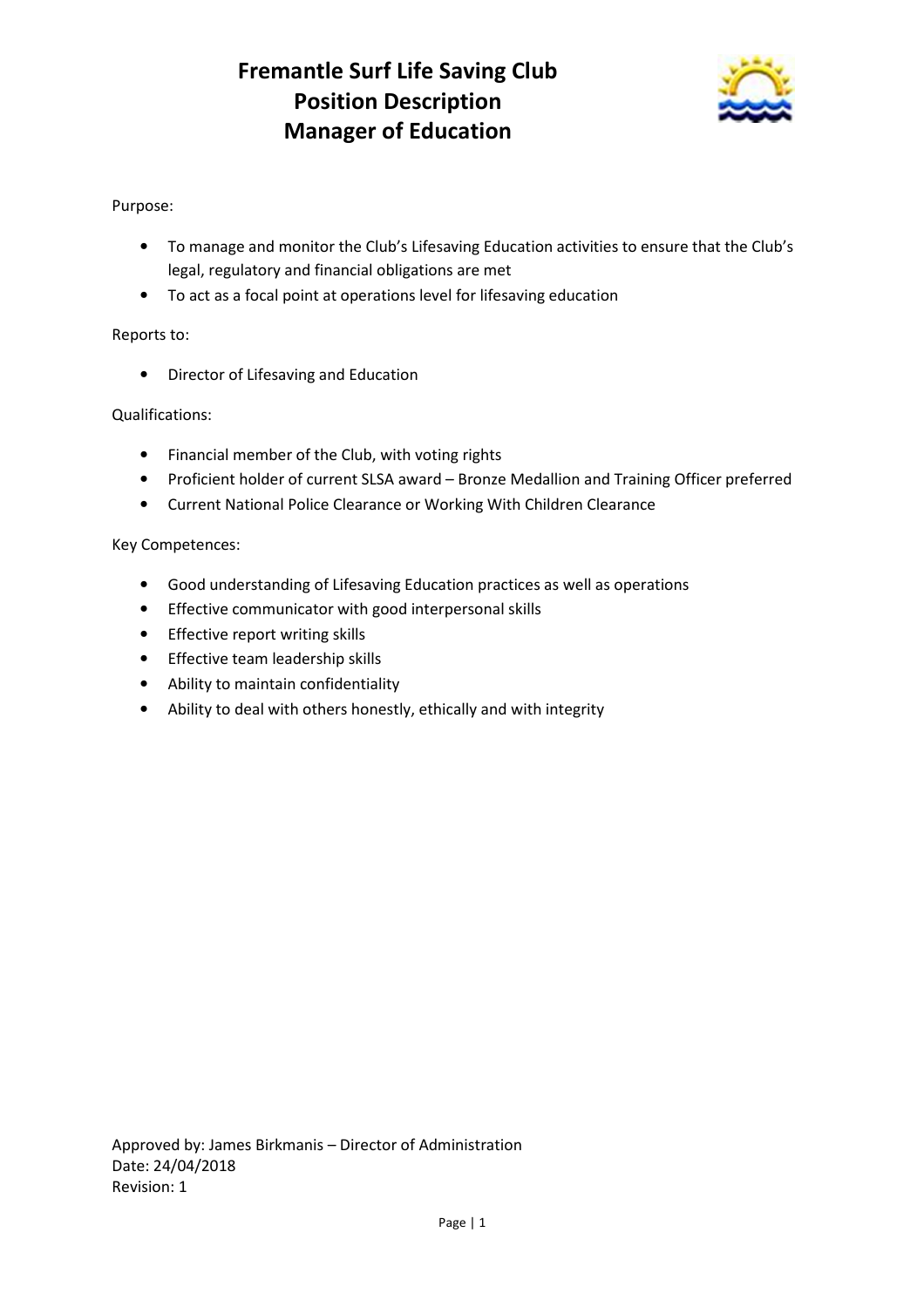# Fremantle Surf Life Saving Club
# Position Description
# Manager of Education

Purpose:

- To manage and monitor the Club's Lifesaving Education activities to ensure that the Club's legal, regulatory and financial obligations are met
- To act as a focal point at operations level for lifesaving education

Reports to:

- Director of Lifesaving and Education

Qualifications:

- Financial member of the Club, with voting rights
- Proficient holder of current SLSA award – Bronze Medallion and Training Officer preferred
- Current National Police Clearance or Working With Children Clearance

Key Competences:

- Good understanding of Lifesaving Education practices as well as operations
- Effective communicator with good interpersonal skills
- Effective report writing skills
- Effective team leadership skills
- Ability to maintain confidentiality
- Ability to deal with others honestly, ethically and with integrity

Approved by: James Birkmanis – Director of Administration
Date: 24/04/2018
Revision: 1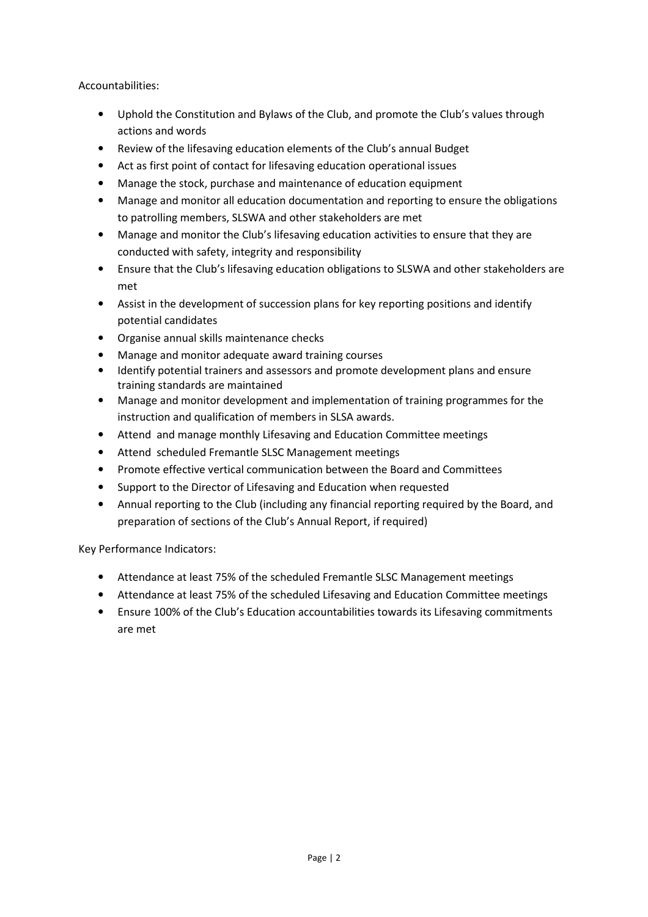Accountabilities:

- Uphold the Constitution and Bylaws of the Club, and promote the Club's values through actions and words
- Review of the lifesaving education elements of the Club's annual Budget
- Act as first point of contact for lifesaving education operational issues
- Manage the stock, purchase and maintenance of education equipment
- Manage and monitor all education documentation and reporting to ensure the obligations to patrolling members, SLSWA and other stakeholders are met
- Manage and monitor the Club's lifesaving education activities to ensure that they are conducted with safety, integrity and responsibility
- Ensure that the Club's lifesaving education obligations to SLSWA and other stakeholders are met
- Assist in the development of succession plans for key reporting positions and identify potential candidates
- Organise annual skills maintenance checks
- Manage and monitor adequate award training courses
- Identify potential trainers and assessors and promote development plans and ensure training standards are maintained
- Manage and monitor development and implementation of training programmes for the instruction and qualification of members in SLSA awards.
- Attend and manage monthly Lifesaving and Education Committee meetings
- Attend scheduled Fremantle SLSC Management meetings
- Promote effective vertical communication between the Board and Committees
- Support to the Director of Lifesaving and Education when requested
- Annual reporting to the Club (including any financial reporting required by the Board, and preparation of sections of the Club's Annual Report, if required)

Key Performance Indicators:

- Attendance at least 75% of the scheduled Fremantle SLSC Management meetings
- Attendance at least 75% of the scheduled Lifesaving and Education Committee meetings
- Ensure 100% of the Club's Education accountabilities towards its Lifesaving commitments are met